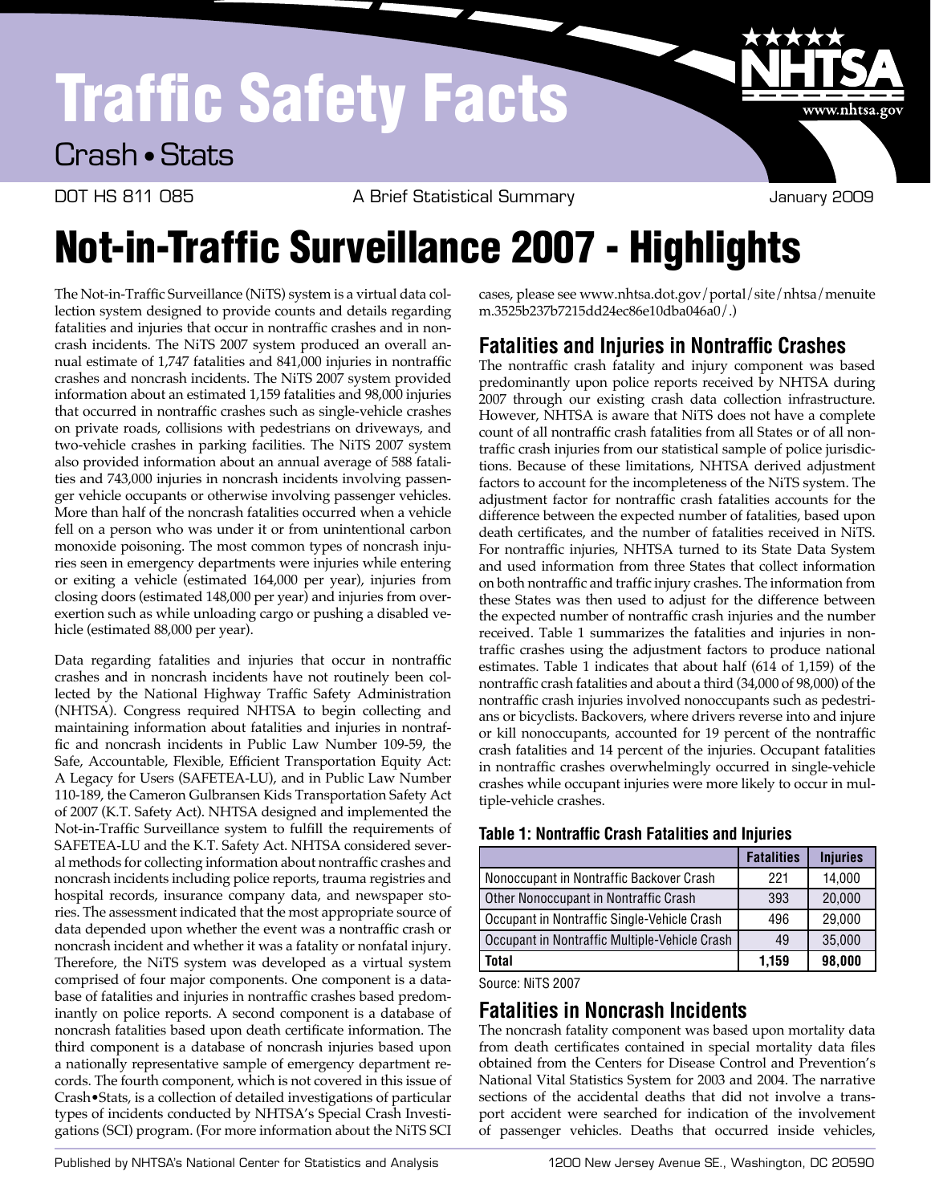# Traffic Safety Facts

Crash • Stats

DOT HS 811 085 A Brief Statistical Summary January 2009

# Not-in-Traffic Surveillance 2007 - Highlights

The Not-in-Traffic Surveillance (NiTS) system is a virtual data collection system designed to provide counts and details regarding fatalities and injuries that occur in nontraffic crashes and in noncrash incidents. The NiTS 2007 system produced an overall annual estimate of 1,747 fatalities and 841,000 injuries in nontraffic crashes and noncrash incidents. The NiTS 2007 system provided information about an estimated 1,159 fatalities and 98,000 injuries that occurred in nontraffic crashes such as single-vehicle crashes on private roads, collisions with pedestrians on driveways, and two-vehicle crashes in parking facilities. The NiTS 2007 system also provided information about an annual average of 588 fatalities and 743,000 injuries in noncrash incidents involving passenger vehicle occupants or otherwise involving passenger vehicles. More than half of the noncrash fatalities occurred when a vehicle fell on a person who was under it or from unintentional carbon monoxide poisoning. The most common types of noncrash injuries seen in emergency departments were injuries while entering or exiting a vehicle (estimated 164,000 per year), injuries from closing doors (estimated 148,000 per year) and injuries from overexertion such as while unloading cargo or pushing a disabled vehicle (estimated 88,000 per year).

Data regarding fatalities and injuries that occur in nontraffic crashes and in noncrash incidents have not routinely been collected by the National Highway Traffic Safety Administration (NHTSA). Congress required NHTSA to begin collecting and maintaining information about fatalities and injuries in nontraffic and noncrash incidents in Public Law Number 109-59, the Safe, Accountable, Flexible, Efficient Transportation Equity Act: A Legacy for Users (SAFETEA-LU), and in Public Law Number 110-189, the Cameron Gulbransen Kids Transportation Safety Act of 2007 (K.T. Safety Act). NHTSA designed and implemented the Not-in-Traffic Surveillance system to fulfill the requirements of SAFETEA-LU and the K.T. Safety Act. NHTSA considered several methods for collecting information about nontraffic crashes and noncrash incidents including police reports, trauma registries and hospital records, insurance company data, and newspaper stories. The assessment indicated that the most appropriate source of data depended upon whether the event was a nontraffic crash or noncrash incident and whether it was a fatality or nonfatal injury. Therefore, the NiTS system was developed as a virtual system comprised of four major components. One component is a database of fatalities and injuries in nontraffic crashes based predominantly on police reports. A second component is a database of noncrash fatalities based upon death certificate information. The third component is a database of noncrash injuries based upon a nationally representative sample of emergency department records. The fourth component, which is not covered in this issue of Crash•Stats, is a collection of detailed investigations of particular types of incidents conducted by NHTSA's Special Crash Investigations (SCI) program. (For more information about the NiTS SCI cases, please see www.nhtsa.dot.gov/portal/site/nhtsa/menuitem.3525b237b7215dd24ec86e10dba046a0/.)

## Fatalities and Injuries in Nontraffic Crashes

The nontraffic crash fatality and injury component was based predominantly upon police reports received by NHTSA during 2007 through our existing crash data collection infrastructure. However, NHTSA is aware that NiTS does not have a complete count of all nontraffic crash fatalities from all States or of all nontraffic crash injuries from our statistical sample of police jurisdictions. Because of these limitations, NHTSA derived adjustment factors to account for the incompleteness of the NiTS system. The adjustment factor for nontraffic crash fatalities accounts for the difference between the expected number of fatalities, based upon death certificates, and the number of fatalities received in NiTS. For nontraffic injuries, NHTSA turned to its State Data System and used information from three States that collect information on both nontraffic and traffic injury crashes. The information from these States was then used to adjust for the difference between the expected number of nontraffic crash injuries and the number received. Table 1 summarizes the fatalities and injuries in nontraffic crashes using the adjustment factors to produce national estimates. Table 1 indicates that about half (614 of 1,159) of the nontraffic crash fatalities and about a third (34,000 of 98,000) of the nontraffic crash injuries involved nonoccupants such as pedestrians or bicyclists. Backovers, where drivers reverse into and injure or kill nonoccupants, accounted for 19 percent of the nontraffic crash fatalities and 14 percent of the injuries. Occupant fatalities in nontraffic crashes overwhelmingly occurred in single-vehicle crashes while occupant injuries were more likely to occur in multiple-vehicle crashes.

**Table 1: Nontraffic Crash Fatalities and Injuries**

| | Fatalities | Injuries |
|---|---|---|
| Nonoccupant in Nontraffic Backover Crash | 221 | 14,000 |
| Other Nonoccupant in Nontraffic Crash | 393 | 20,000 |
| Occupant in Nontraffic Single-Vehicle Crash | 496 | 29,000 |
| Occupant in Nontraffic Multiple-Vehicle Crash | 49 | 35,000 |
| **Total** | **1,159** | **98,000** |

Source: NiTS 2007

## Fatalities in Noncrash Incidents

The noncrash fatality component was based upon mortality data from death certificates contained in special mortality data files obtained from the Centers for Disease Control and Prevention's National Vital Statistics System for 2003 and 2004. The narrative sections of the accidental deaths that did not involve a transport accident were searched for indication of the involvement of passenger vehicles. Deaths that occurred inside vehicles,

Published by NHTSA's National Center for Statistics and Analysis 1200 New Jersey Avenue SE., Washington, DC 20590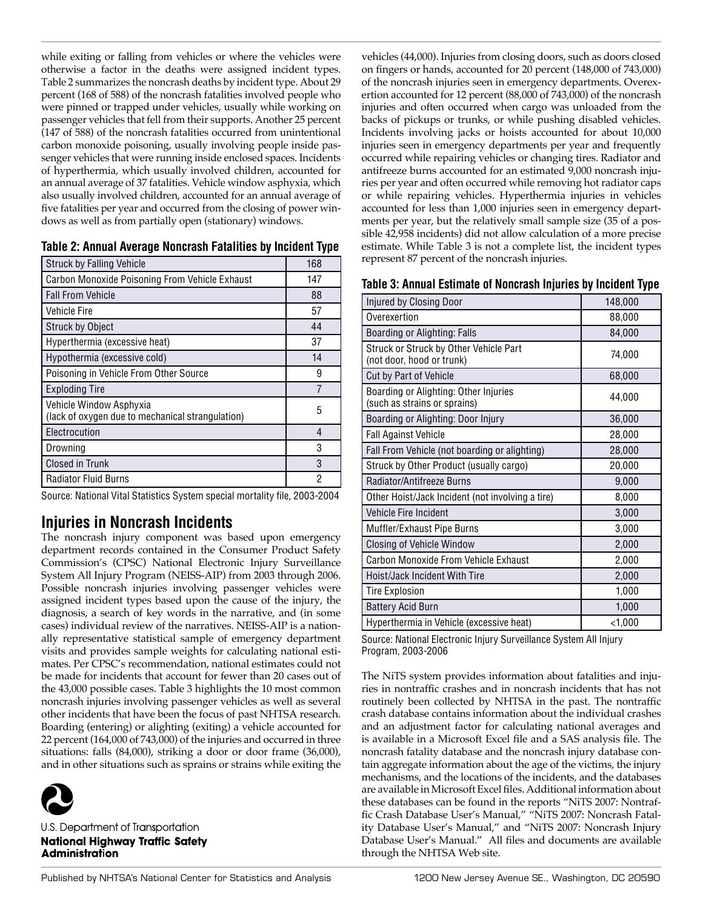while exiting or falling from vehicles or where the vehicles were otherwise a factor in the deaths were assigned incident types. Table 2 summarizes the noncrash deaths by incident type. About 29 percent (168 of 588) of the noncrash fatalities involved people who were pinned or trapped under vehicles, usually while working on passenger vehicles that fell from their supports. Another 25 percent (147 of 588) of the noncrash fatalities occurred from unintentional carbon monoxide poisoning, usually involving people inside passenger vehicles that were running inside enclosed spaces. Incidents of hyperthermia, which usually involved children, accounted for an annual average of 37 fatalities. Vehicle window asphyxia, which also usually involved children, accounted for an annual average of five fatalities per year and occurred from the closing of power windows as well as from partially open (stationary) windows.

**Table 2: Annual Average Noncrash Fatalities by Incident Type**

| | |
|---|---|
| Struck by Falling Vehicle | 168 |
| Carbon Monoxide Poisoning From Vehicle Exhaust | 147 |
| Fall From Vehicle | 88 |
| Vehicle Fire | 57 |
| Struck by Object | 44 |
| Hyperthermia (excessive heat) | 37 |
| Hypothermia (excessive cold) | 14 |
| Poisoning in Vehicle From Other Source | 9 |
| Exploding Tire | 7 |
| Vehicle Window Asphyxia (lack of oxygen due to mechanical strangulation) | 5 |
| Electrocution | 4 |
| Drowning | 3 |
| Closed in Trunk | 3 |
| Radiator Fluid Burns | 2 |

Source: National Vital Statistics System special mortality file, 2003-2004

## Injuries in Noncrash Incidents

The noncrash injury component was based upon emergency department records contained in the Consumer Product Safety Commission's (CPSC) National Electronic Injury Surveillance System All Injury Program (NEISS-AIP) from 2003 through 2006. Possible noncrash injuries involving passenger vehicles were assigned incident types based upon the cause of the injury, the diagnosis, a search of key words in the narrative, and (in some cases) individual review of the narratives. NEISS-AIP is a nationally representative statistical sample of emergency department visits and provides sample weights for calculating national estimates. Per CPSC's recommendation, national estimates could not be made for incidents that account for fewer than 20 cases out of the 43,000 possible cases. Table 3 highlights the 10 most common noncrash injuries involving passenger vehicles as well as several other incidents that have been the focus of past NHTSA research. Boarding (entering) or alighting (exiting) a vehicle accounted for 22 percent (164,000 of 743,000) of the injuries and occurred in three situations: falls (84,000), striking a door or door frame (36,000), and in other situations such as sprains or strains while exiting the vehicles (44,000). Injuries from closing doors, such as doors closed on fingers or hands, accounted for 20 percent (148,000 of 743,000) of the noncrash injuries seen in emergency departments. Overexertion accounted for 12 percent (88,000 of 743,000) of the noncrash injuries and often occurred when cargo was unloaded from the backs of pickups or trunks, or while pushing disabled vehicles. Incidents involving jacks or hoists accounted for about 10,000 injuries seen in emergency departments per year and frequently occurred while repairing vehicles or changing tires. Radiator and antifreeze burns accounted for an estimated 9,000 noncrash injuries per year and often occurred while removing hot radiator caps or while repairing vehicles. Hyperthermia injuries in vehicles accounted for less than 1,000 injuries seen in emergency departments per year, but the relatively small sample size (35 of a possible 42,958 incidents) did not allow calculation of a more precise estimate. While Table 3 is not a complete list, the incident types represent 87 percent of the noncrash injuries.

**Table 3: Annual Estimate of Noncrash Injuries by Incident Type**

| | |
|---|---|
| Injured by Closing Door | 148,000 |
| Overexertion | 88,000 |
| Boarding or Alighting: Falls | 84,000 |
| Struck or Struck by Other Vehicle Part (not door, hood or trunk) | 74,000 |
| Cut by Part of Vehicle | 68,000 |
| Boarding or Alighting: Other Injuries (such as strains or sprains) | 44,000 |
| Boarding or Alighting: Door Injury | 36,000 |
| Fall Against Vehicle | 28,000 |
| Fall From Vehicle (not boarding or alighting) | 28,000 |
| Struck by Other Product (usually cargo) | 20,000 |
| Radiator/Antifreeze Burns | 9,000 |
| Other Hoist/Jack Incident (not involving a tire) | 8,000 |
| Vehicle Fire Incident | 3,000 |
| Muffler/Exhaust Pipe Burns | 3,000 |
| Closing of Vehicle Window | 2,000 |
| Carbon Monoxide From Vehicle Exhaust | 2,000 |
| Hoist/Jack Incident With Tire | 2,000 |
| Tire Explosion | 1,000 |
| Battery Acid Burn | 1,000 |
| Hyperthermia in Vehicle (excessive heat) | <1,000 |

Source: National Electronic Injury Surveillance System All Injury Program, 2003-2006

The NiTS system provides information about fatalities and injuries in nontraffic crashes and in noncrash incidents that has not routinely been collected by NHTSA in the past. The nontraffic crash database contains information about the individual crashes and an adjustment factor for calculating national averages and is available in a Microsoft Excel file and a SAS analysis file. The noncrash fatality database and the noncrash injury database contain aggregate information about the age of the victims, the injury mechanisms, and the locations of the incidents, and the databases are available in Microsoft Excel files. Additional information about these databases can be found in the reports "NiTS 2007: Nontraffic Crash Database User's Manual," "NiTS 2007: Noncrash Fatality Database User's Manual," and "NiTS 2007: Noncrash Injury Database User's Manual." All files and documents are available through the NHTSA Web site.

U.S. Department of Transportation
**National Highway Traffic Safety Administration**